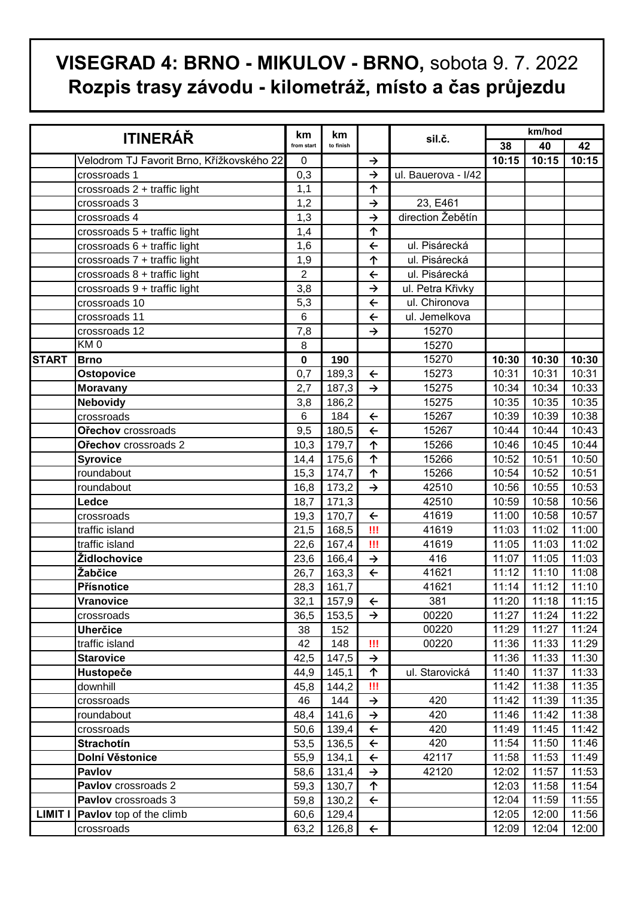# VISEGRAD 4: BRNO - MIKULOV - BRNO, sobota 9. 7. 2022
## Rozpis trasy závodu - kilometráž, místo a čas průjezdu

| ITINERÁŘ | | km from start | km to finish | | sil.č. | km/hod 38 | 40 | 42 |
|---|---|---|---|---|---|---|---|---|
| | Velodrom TJ Favorit Brno, Křížkovského 22 | 0 | | → | | 10:15 | 10:15 | 10:15 |
| | crossroads 1 | 0,3 | | → | ul. Bauerova - I/42 | | | |
| | crossroads 2 + traffic light | 1,1 | | ↑ | | | | |
| | crossroads 3 | 1,2 | | → | 23, E461 | | | |
| | crossroads 4 | 1,3 | | → | direction Žebětín | | | |
| | crossroads 5 + traffic light | 1,4 | | ↑ | | | | |
| | crossroads 6 + traffic light | 1,6 | | ← | ul. Pisárecká | | | |
| | crossroads 7 + traffic light | 1,9 | | ↑ | ul. Pisárecká | | | |
| | crossroads 8 + traffic light | 2 | | ← | ul. Pisárecká | | | |
| | crossroads 9 + traffic light | 3,8 | | → | ul. Petra Křivky | | | |
| | crossroads 10 | 5,3 | | ← | ul. Chironova | | | |
| | crossroads 11 | 6 | | ← | ul. Jemelkova | | | |
| | crossroads 12 | 7,8 | | → | 15270 | | | |
| | KM 0 | 8 | | | 15270 | | | |
| **START** | **Brno** | **0** | **190** | | 15270 | **10:30** | **10:30** | **10:30** |
| | **Ostopovice** | 0,7 | 189,3 | ← | 15273 | 10:31 | 10:31 | 10:31 |
| | **Moravany** | 2,7 | 187,3 | → | 15275 | 10:34 | 10:34 | 10:33 |
| | **Nebovidy** | 3,8 | 186,2 | | 15275 | 10:35 | 10:35 | 10:35 |
| | crossroads | 6 | 184 | ← | 15267 | 10:39 | 10:39 | 10:38 |
| | **Ořechov** crossroads | 9,5 | 180,5 | ← | 15267 | 10:44 | 10:44 | 10:43 |
| | **Ořechov** crossroads 2 | 10,3 | 179,7 | ↑ | 15266 | 10:46 | 10:45 | 10:44 |
| | **Syrovice** | 14,4 | 175,6 | ↑ | 15266 | 10:52 | 10:51 | 10:50 |
| | roundabout | 15,3 | 174,7 | ↑ | 15266 | 10:54 | 10:52 | 10:51 |
| | roundabout | 16,8 | 173,2 | → | 42510 | 10:56 | 10:55 | 10:53 |
| | **Ledce** | 18,7 | 171,3 | | 42510 | 10:59 | 10:58 | 10:56 |
| | crossroads | 19,3 | 170,7 | ← | 41619 | 11:00 | 10:58 | 10:57 |
| | traffic island | 21,5 | 168,5 | !!! | 41619 | 11:03 | 11:02 | 11:00 |
| | traffic island | 22,6 | 167,4 | !!! | 41619 | 11:05 | 11:03 | 11:02 |
| | **Židlochovice** | 23,6 | 166,4 | → | 416 | 11:07 | 11:05 | 11:03 |
| | **Žabčice** | 26,7 | 163,3 | ← | 41621 | 11:12 | 11:10 | 11:08 |
| | **Přísnotice** | 28,3 | 161,7 | | 41621 | 11:14 | 11:12 | 11:10 |
| | **Vranovice** | 32,1 | 157,9 | ← | 381 | 11:20 | 11:18 | 11:15 |
| | crossroads | 36,5 | 153,5 | → | 00220 | 11:27 | 11:24 | 11:22 |
| | **Uherčice** | 38 | 152 | | 00220 | 11:29 | 11:27 | 11:24 |
| | traffic island | 42 | 148 | !!! | 00220 | 11:36 | 11:33 | 11:29 |
| | **Starovice** | 42,5 | 147,5 | → | | 11:36 | 11:33 | 11:30 |
| | **Hustopeče** | 44,9 | 145,1 | ↑ | ul. Starovická | 11:40 | 11:37 | 11:33 |
| | downhill | 45,8 | 144,2 | !!! | | 11:42 | 11:38 | 11:35 |
| | crossroads | 46 | 144 | → | 420 | 11:42 | 11:39 | 11:35 |
| | roundabout | 48,4 | 141,6 | → | 420 | 11:46 | 11:42 | 11:38 |
| | crossroads | 50,6 | 139,4 | ← | 420 | 11:49 | 11:45 | 11:42 |
| | **Strachotín** | 53,5 | 136,5 | ← | 420 | 11:54 | 11:50 | 11:46 |
| | **Dolní Věstonice** | 55,9 | 134,1 | ← | 42117 | 11:58 | 11:53 | 11:49 |
| | **Pavlov** | 58,6 | 131,4 | → | 42120 | 12:02 | 11:57 | 11:53 |
| | **Pavlov** crossroads 2 | 59,3 | 130,7 | ↑ | | 12:03 | 11:58 | 11:54 |
| | **Pavlov** crossroads 3 | 59,8 | 130,2 | ← | | 12:04 | 11:59 | 11:55 |
| **LIMIT I** | **Pavlov** top of the climb | 60,6 | 129,4 | | | 12:05 | 12:00 | 11:56 |
| | crossroads | 63,2 | 126,8 | ← | | 12:09 | 12:04 | 12:00 |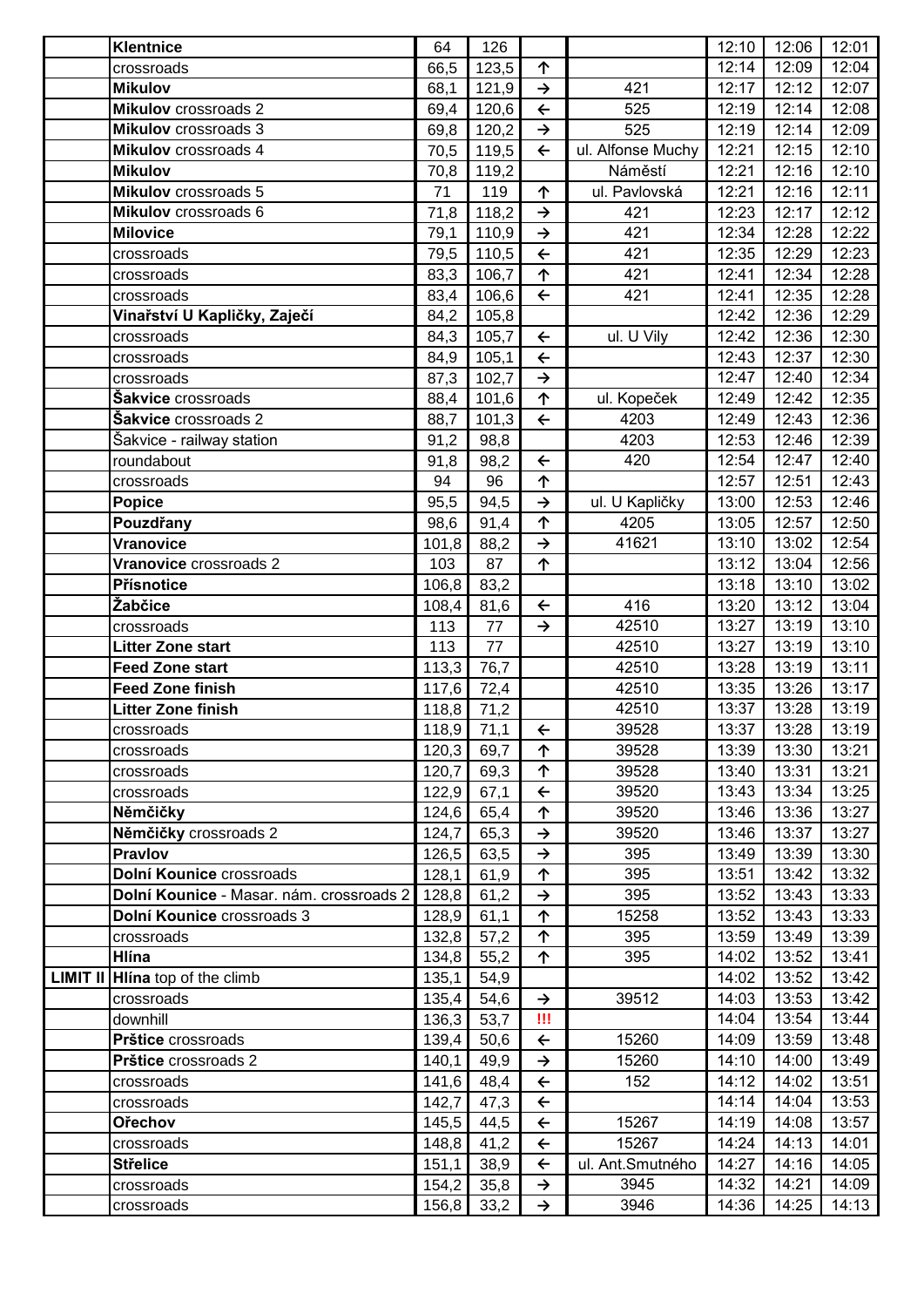| | | | | | | | | |
|---|---|---|---|---|---|---|---|---|
| | **Klentnice** | 64 | 126 | | | 12:10 | 12:06 | 12:01 |
| | crossroads | 66,5 | 123,5 | ↑ | | 12:14 | 12:09 | 12:04 |
| | **Mikulov** | 68,1 | 121,9 | → | 421 | 12:17 | 12:12 | 12:07 |
| | **Mikulov** crossroads 2 | 69,4 | 120,6 | ← | 525 | 12:19 | 12:14 | 12:08 |
| | **Mikulov** crossroads 3 | 69,8 | 120,2 | → | 525 | 12:19 | 12:14 | 12:09 |
| | **Mikulov** crossroads 4 | 70,5 | 119,5 | ← | ul. Alfonse Muchy | 12:21 | 12:15 | 12:10 |
| | **Mikulov** | 70,8 | 119,2 | | Náměstí | 12:21 | 12:16 | 12:10 |
| | **Mikulov** crossroads 5 | 71 | 119 | ↑ | ul. Pavlovská | 12:21 | 12:16 | 12:11 |
| | **Mikulov** crossroads 6 | 71,8 | 118,2 | → | 421 | 12:23 | 12:17 | 12:12 |
| | **Milovice** | 79,1 | 110,9 | → | 421 | 12:34 | 12:28 | 12:22 |
| | crossroads | 79,5 | 110,5 | ← | 421 | 12:35 | 12:29 | 12:23 |
| | crossroads | 83,3 | 106,7 | ↑ | 421 | 12:41 | 12:34 | 12:28 |
| | crossroads | 83,4 | 106,6 | ← | 421 | 12:41 | 12:35 | 12:28 |
| | **Vinařství U Kapličky, Zaječí** | 84,2 | 105,8 | | | 12:42 | 12:36 | 12:29 |
| | crossroads | 84,3 | 105,7 | ← | ul. U Vily | 12:42 | 12:36 | 12:30 |
| | crossroads | 84,9 | 105,1 | ← | | 12:43 | 12:37 | 12:30 |
| | crossroads | 87,3 | 102,7 | → | | 12:47 | 12:40 | 12:34 |
| | **Šakvice** crossroads | 88,4 | 101,6 | ↑ | ul. Kopeček | 12:49 | 12:42 | 12:35 |
| | **Šakvice** crossroads 2 | 88,7 | 101,3 | ← | 4203 | 12:49 | 12:43 | 12:36 |
| | Šakvice - railway station | 91,2 | 98,8 | | 4203 | 12:53 | 12:46 | 12:39 |
| | roundabout | 91,8 | 98,2 | ← | 420 | 12:54 | 12:47 | 12:40 |
| | crossroads | 94 | 96 | ↑ | | 12:57 | 12:51 | 12:43 |
| | **Popice** | 95,5 | 94,5 | → | ul. U Kapličky | 13:00 | 12:53 | 12:46 |
| | **Pouzdřany** | 98,6 | 91,4 | ↑ | 4205 | 13:05 | 12:57 | 12:50 |
| | **Vranovice** | 101,8 | 88,2 | → | 41621 | 13:10 | 13:02 | 12:54 |
| | **Vranovice** crossroads 2 | 103 | 87 | ↑ | | 13:12 | 13:04 | 12:56 |
| | **Přísnotice** | 106,8 | 83,2 | | | 13:18 | 13:10 | 13:02 |
| | **Žabčice** | 108,4 | 81,6 | ← | 416 | 13:20 | 13:12 | 13:04 |
| | crossroads | 113 | 77 | → | 42510 | 13:27 | 13:19 | 13:10 |
| | **Litter Zone start** | 113 | 77 | | 42510 | 13:27 | 13:19 | 13:10 |
| | **Feed Zone start** | 113,3 | 76,7 | | 42510 | 13:28 | 13:19 | 13:11 |
| | **Feed Zone finish** | 117,6 | 72,4 | | 42510 | 13:35 | 13:26 | 13:17 |
| | **Litter Zone finish** | 118,8 | 71,2 | | 42510 | 13:37 | 13:28 | 13:19 |
| | crossroads | 118,9 | 71,1 | ← | 39528 | 13:37 | 13:28 | 13:19 |
| | crossroads | 120,3 | 69,7 | ↑ | 39528 | 13:39 | 13:30 | 13:21 |
| | crossroads | 120,7 | 69,3 | ↑ | 39528 | 13:40 | 13:31 | 13:21 |
| | crossroads | 122,9 | 67,1 | ← | 39520 | 13:43 | 13:34 | 13:25 |
| | **Němčičky** | 124,6 | 65,4 | ↑ | 39520 | 13:46 | 13:36 | 13:27 |
| | **Němčičky** crossroads 2 | 124,7 | 65,3 | → | 39520 | 13:46 | 13:37 | 13:27 |
| | **Pravlov** | 126,5 | 63,5 | → | 395 | 13:49 | 13:39 | 13:30 |
| | **Dolní Kounice** crossroads | 128,1 | 61,9 | ↑ | 395 | 13:51 | 13:42 | 13:32 |
| | **Dolní Kounice** - Masar. nám. crossroads 2 | 128,8 | 61,2 | → | 395 | 13:52 | 13:43 | 13:33 |
| | **Dolní Kounice** crossroads 3 | 128,9 | 61,1 | ↑ | 15258 | 13:52 | 13:43 | 13:33 |
| | crossroads | 132,8 | 57,2 | ↑ | 395 | 13:59 | 13:49 | 13:39 |
| | **Hlína** | 134,8 | 55,2 | ↑ | 395 | 14:02 | 13:52 | 13:41 |
| **LIMIT II** | **Hlína** top of the climb | 135,1 | 54,9 | | | 14:02 | 13:52 | 13:42 |
| | crossroads | 135,4 | 54,6 | → | 39512 | 14:03 | 13:53 | 13:42 |
| | downhill | 136,3 | 53,7 | !!! | | 14:04 | 13:54 | 13:44 |
| | **Prštice** crossroads | 139,4 | 50,6 | ← | 15260 | 14:09 | 13:59 | 13:48 |
| | **Prštice** crossroads 2 | 140,1 | 49,9 | → | 15260 | 14:10 | 14:00 | 13:49 |
| | crossroads | 141,6 | 48,4 | ← | 152 | 14:12 | 14:02 | 13:51 |
| | crossroads | 142,7 | 47,3 | ← | | 14:14 | 14:04 | 13:53 |
| | **Ořechov** | 145,5 | 44,5 | ← | 15267 | 14:19 | 14:08 | 13:57 |
| | crossroads | 148,8 | 41,2 | ← | 15267 | 14:24 | 14:13 | 14:01 |
| | **Střelice** | 151,1 | 38,9 | ← | ul. Ant.Smutného | 14:27 | 14:16 | 14:05 |
| | crossroads | 154,2 | 35,8 | → | 3945 | 14:32 | 14:21 | 14:09 |
| | crossroads | 156,8 | 33,2 | → | 3946 | 14:36 | 14:25 | 14:13 |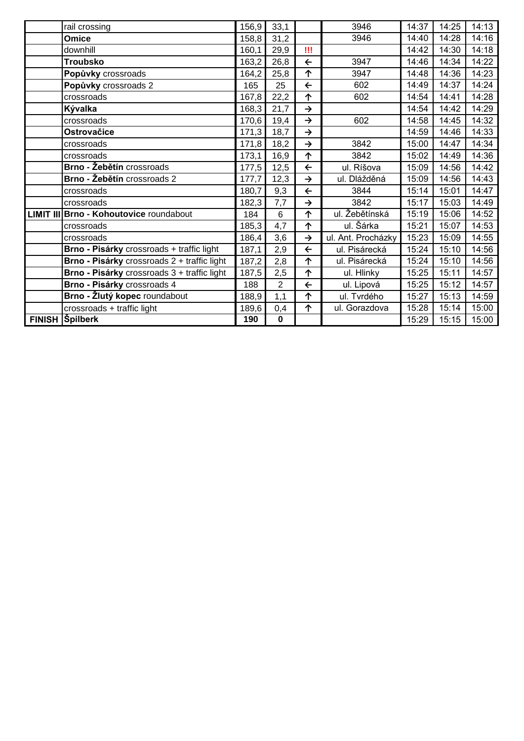| | | | | | | | | |
|---|---|---|---|---|---|---|---|---|
| | rail crossing | 156,9 | 33,1 | | 3946 | 14:37 | 14:25 | 14:13 |
| | **Omice** | 158,8 | 31,2 | | 3946 | 14:40 | 14:28 | 14:16 |
| | downhill | 160,1 | 29,9 | !!! | | 14:42 | 14:30 | 14:18 |
| | **Troubsko** | 163,2 | 26,8 | ← | 3947 | 14:46 | 14:34 | 14:22 |
| | **Popůvky** crossroads | 164,2 | 25,8 | ↑ | 3947 | 14:48 | 14:36 | 14:23 |
| | **Popůvky** crossroads 2 | 165 | 25 | ← | 602 | 14:49 | 14:37 | 14:24 |
| | crossroads | 167,8 | 22,2 | ↑ | 602 | 14:54 | 14:41 | 14:28 |
| | **Kývalka** | 168,3 | 21,7 | → | | 14:54 | 14:42 | 14:29 |
| | crossroads | 170,6 | 19,4 | → | 602 | 14:58 | 14:45 | 14:32 |
| | **Ostrovačice** | 171,3 | 18,7 | → | | 14:59 | 14:46 | 14:33 |
| | crossroads | 171,8 | 18,2 | → | 3842 | 15:00 | 14:47 | 14:34 |
| | crossroads | 173,1 | 16,9 | ↑ | 3842 | 15:02 | 14:49 | 14:36 |
| | **Brno - Žebětín** crossroads | 177,5 | 12,5 | ← | ul. Ríšova | 15:09 | 14:56 | 14:42 |
| | **Brno - Žebětín** crossroads 2 | 177,7 | 12,3 | → | ul. Dlážděná | 15:09 | 14:56 | 14:43 |
| | crossroads | 180,7 | 9,3 | ← | 3844 | 15:14 | 15:01 | 14:47 |
| | crossroads | 182,3 | 7,7 | → | 3842 | 15:17 | 15:03 | 14:49 |
| **LIMIT III** | **Brno - Kohoutovice** roundabout | 184 | 6 | ↑ | ul. Žebětínská | 15:19 | 15:06 | 14:52 |
| | crossroads | 185,3 | 4,7 | ↑ | ul. Šárka | 15:21 | 15:07 | 14:53 |
| | crossroads | 186,4 | 3,6 | → | ul. Ant. Procházky | 15:23 | 15:09 | 14:55 |
| | **Brno - Pisárky** crossroads + traffic light | 187,1 | 2,9 | ← | ul. Pisárecká | 15:24 | 15:10 | 14:56 |
| | **Brno - Pisárky** crossroads 2 + traffic light | 187,2 | 2,8 | ↑ | ul. Pisárecká | 15:24 | 15:10 | 14:56 |
| | **Brno - Pisárky** crossroads 3 + traffic light | 187,5 | 2,5 | ↑ | ul. Hlinky | 15:25 | 15:11 | 14:57 |
| | **Brno - Pisárky** crossroads 4 | 188 | 2 | ← | ul. Lipová | 15:25 | 15:12 | 14:57 |
| | **Brno - Žlutý kopec** roundabout | 188,9 | 1,1 | ↑ | ul. Tvrdého | 15:27 | 15:13 | 14:59 |
| | crossroads + traffic light | 189,6 | 0,4 | ↑ | ul. Gorazdova | 15:28 | 15:14 | 15:00 |
| **FINISH** | **Špilberk** | **190** | **0** | | | 15:29 | 15:15 | 15:00 |